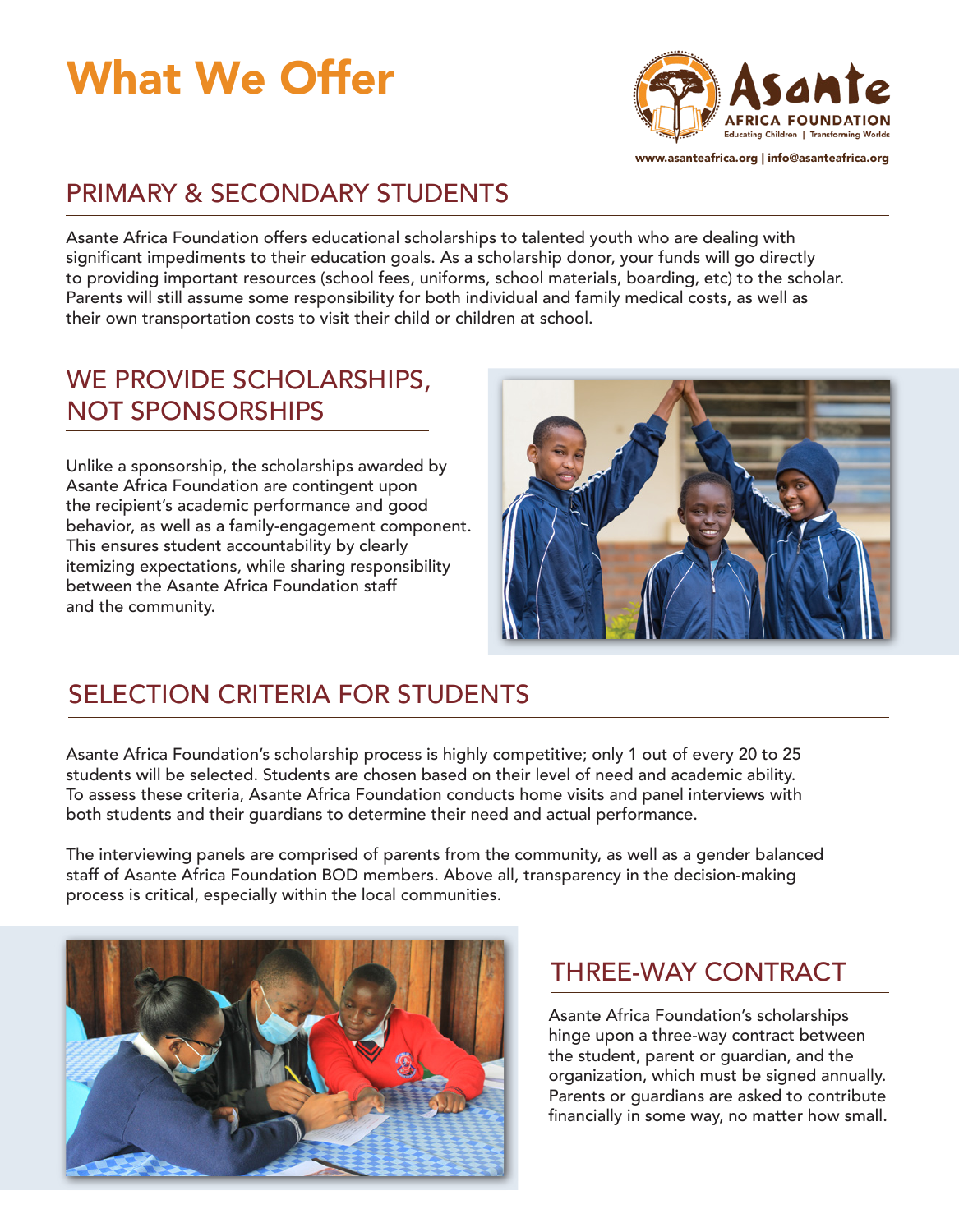# What We Offer

Asante AFRICA FOUNDATION
Educating Children | Transforming Worlds

www.asanteafrica.org | info@asanteafrica.org

## PRIMARY & SECONDARY STUDENTS

Asante Africa Foundation offers educational scholarships to talented youth who are dealing with significant impediments to their education goals. As a scholarship donor, your funds will go directly to providing important resources (school fees, uniforms, school materials, boarding, etc) to the scholar. Parents will still assume some responsibility for both individual and family medical costs, as well as their own transportation costs to visit their child or children at school.

## WE PROVIDE SCHOLARSHIPS, NOT SPONSORSHIPS

Unlike a sponsorship, the scholarships awarded by Asante Africa Foundation are contingent upon the recipient's academic performance and good behavior, as well as a family-engagement component. This ensures student accountability by clearly itemizing expectations, while sharing responsibility between the Asante Africa Foundation staff and the community.

## SELECTION CRITERIA FOR STUDENTS

Asante Africa Foundation's scholarship process is highly competitive; only 1 out of every 20 to 25 students will be selected. Students are chosen based on their level of need and academic ability. To assess these criteria, Asante Africa Foundation conducts home visits and panel interviews with both students and their guardians to determine their need and actual performance.

The interviewing panels are comprised of parents from the community, as well as a gender balanced staff of Asante Africa Foundation BOD members. Above all, transparency in the decision-making process is critical, especially within the local communities.

## THREE-WAY CONTRACT

Asante Africa Foundation's scholarships hinge upon a three-way contract between the student, parent or guardian, and the organization, which must be signed annually. Parents or guardians are asked to contribute financially in some way, no matter how small.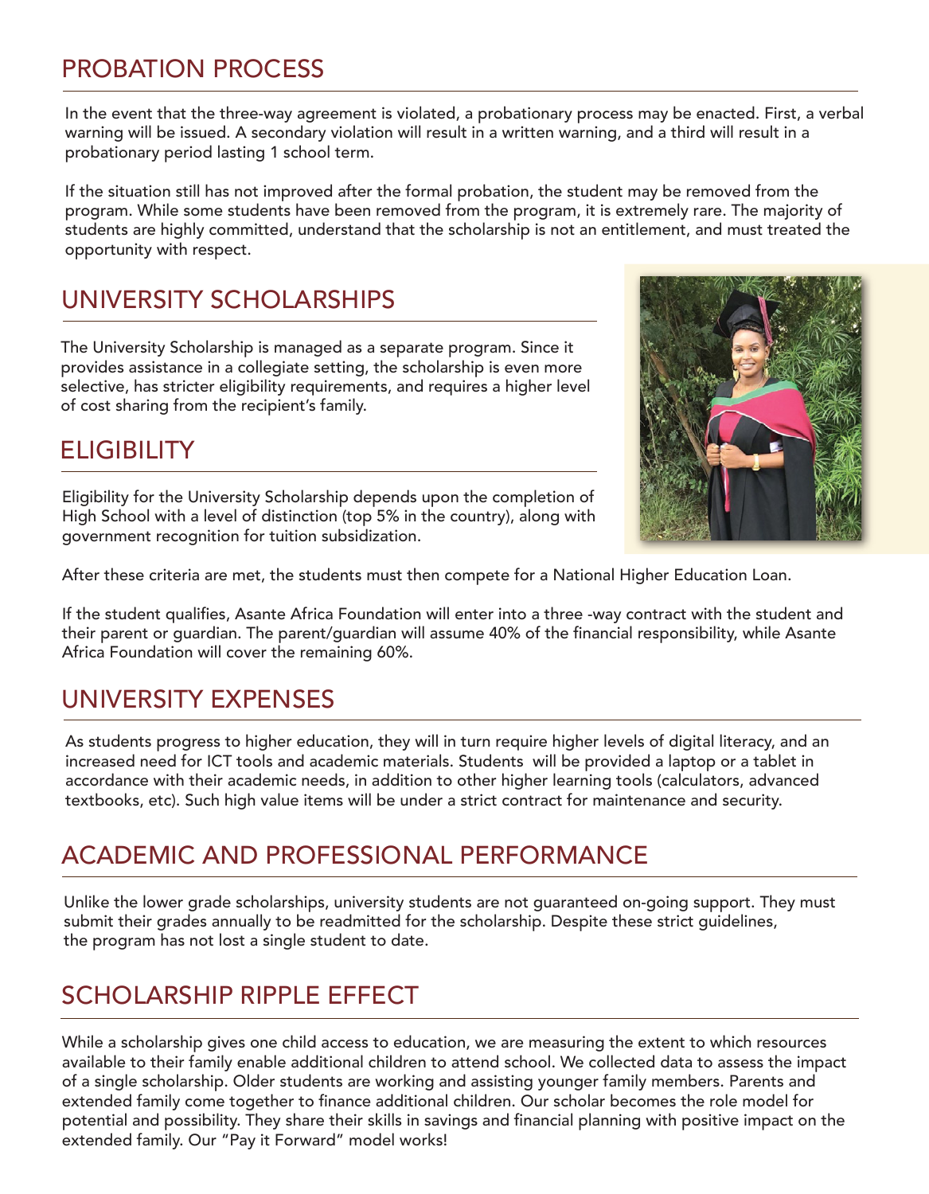## PROBATION PROCESS

In the event that the three-way agreement is violated, a probationary process may be enacted. First, a verbal warning will be issued. A secondary violation will result in a written warning, and a third will result in a probationary period lasting 1 school term.

If the situation still has not improved after the formal probation, the student may be removed from the program. While some students have been removed from the program, it is extremely rare. The majority of students are highly committed, understand that the scholarship is not an entitlement, and must treated the opportunity with respect.

## UNIVERSITY SCHOLARSHIPS

The University Scholarship is managed as a separate program. Since it provides assistance in a collegiate setting, the scholarship is even more selective, has stricter eligibility requirements, and requires a higher level of cost sharing from the recipient's family.

## ELIGIBILITY

Eligibility for the University Scholarship depends upon the completion of High School with a level of distinction (top 5% in the country), along with government recognition for tuition subsidization.

After these criteria are met, the students must then compete for a National Higher Education Loan.

If the student qualifies, Asante Africa Foundation will enter into a three -way contract with the student and their parent or guardian. The parent/guardian will assume 40% of the financial responsibility, while Asante Africa Foundation will cover the remaining 60%.

## UNIVERSITY EXPENSES

As students progress to higher education, they will in turn require higher levels of digital literacy, and an increased need for ICT tools and academic materials. Students will be provided a laptop or a tablet in accordance with their academic needs, in addition to other higher learning tools (calculators, advanced textbooks, etc). Such high value items will be under a strict contract for maintenance and security.

## ACADEMIC AND PROFESSIONAL PERFORMANCE

Unlike the lower grade scholarships, university students are not guaranteed on-going support. They must submit their grades annually to be readmitted for the scholarship. Despite these strict guidelines, the program has not lost a single student to date.

## SCHOLARSHIP RIPPLE EFFECT

While a scholarship gives one child access to education, we are measuring the extent to which resources available to their family enable additional children to attend school. We collected data to assess the impact of a single scholarship. Older students are working and assisting younger family members. Parents and extended family come together to finance additional children. Our scholar becomes the role model for potential and possibility. They share their skills in savings and financial planning with positive impact on the extended family. Our "Pay it Forward" model works!